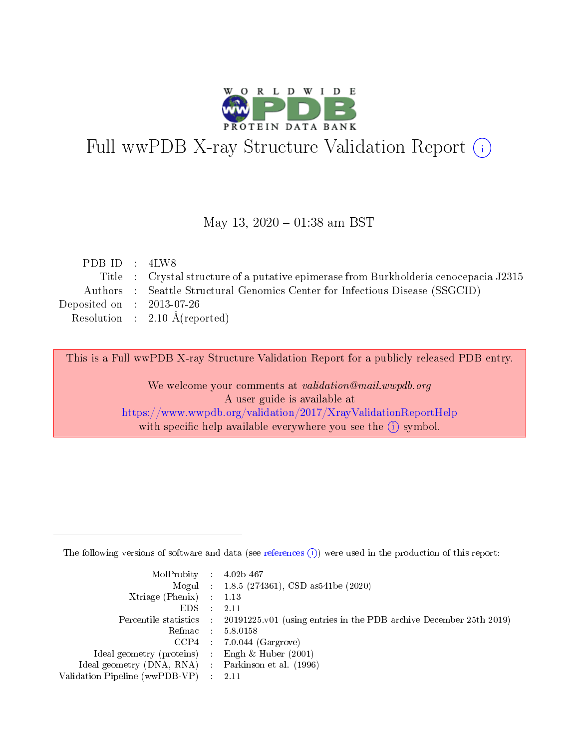# Full wwPDB X-ray Structure Validation Report (i)

May 13, 2020 – 01:38 am BST

| | | |
|---|---|---|
| PDB ID | : | 4LW8 |
| Title | : | Crystal structure of a putative epimerase from Burkholderia cenocepacia J2315 |
| Authors | : | Seattle Structural Genomics Center for Infectious Disease (SSGCID) |
| Deposited on | : | 2013-07-26 |
| Resolution | : | 2.10 Å(reported) |

This is a Full wwPDB X-ray Structure Validation Report for a publicly released PDB entry.

We welcome your comments at *validation@mail.wwpdb.org*
A user guide is available at
https://www.wwpdb.org/validation/2017/XrayValidationReportHelp
with specific help available everywhere you see the (i) symbol.

---

The following versions of software and data (see references (i)) were used in the production of this report:

| | | |
|---|---|---|
| MolProbity | : | 4.02b-467 |
| Mogul | : | 1.8.5 (274361), CSD as541be (2020) |
| Xtriage (Phenix) | : | 1.13 |
| EDS | : | 2.11 |
| Percentile statistics | : | 20191225.v01 (using entries in the PDB archive December 25th 2019) |
| Refmac | : | 5.8.0158 |
| CCP4 | : | 7.0.044 (Gargrove) |
| Ideal geometry (proteins) | : | Engh & Huber (2001) |
| Ideal geometry (DNA, RNA) | : | Parkinson et al. (1996) |
| Validation Pipeline (wwPDB-VP) | : | 2.11 |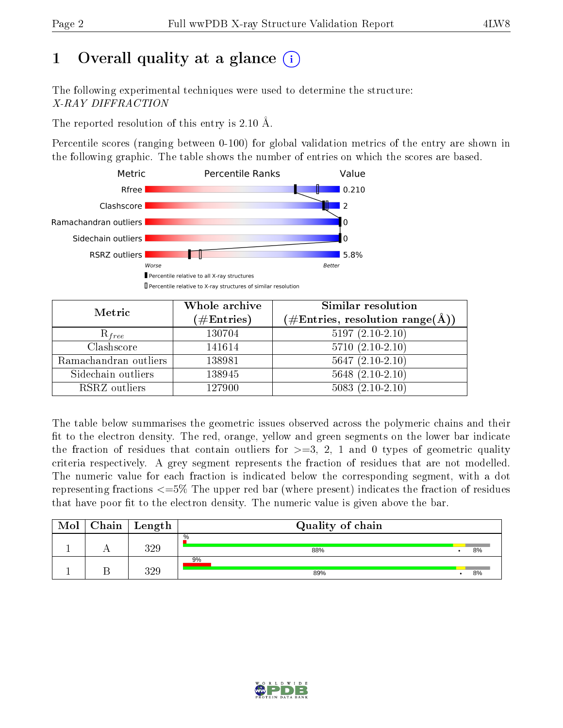# 1 Overall quality at a glance (i)

The following experimental techniques were used to determine the structure:
*X-RAY DIFFRACTION*

The reported resolution of this entry is 2.10 Å.

Percentile scores (ranging between 0-100) for global validation metrics of the entry are shown in the following graphic. The table shows the number of entries on which the scores are based.

| Metric | Value |
|---|---|
| Rfree | 0.210 |
| Clashscore | 2 |
| Ramachandran outliers | 0 |
| Sidechain outliers | 0 |
| RSRZ outliers | 5.8% |

Worse — Better

▮ Percentile relative to all X-ray structures
▯ Percentile relative to X-ray structures of similar resolution

| Metric | Whole archive (#Entries) | Similar resolution (#Entries, resolution range(Å)) |
|---|---|---|
| $R_{free}$ | 130704 | 5197 (2.10-2.10) |
| Clashscore | 141614 | 5710 (2.10-2.10) |
| Ramachandran outliers | 138981 | 5647 (2.10-2.10) |
| Sidechain outliers | 138945 | 5648 (2.10-2.10) |
| RSRZ outliers | 127900 | 5083 (2.10-2.10) |

The table below summarises the geometric issues observed across the polymeric chains and their fit to the electron density. The red, orange, yellow and green segments on the lower bar indicate the fraction of residues that contain outliers for >=3, 2, 1 and 0 types of geometric quality criteria respectively. A grey segment represents the fraction of residues that are not modelled. The numeric value for each fraction is indicated below the corresponding segment, with a dot representing fractions <=5% The upper red bar (where present) indicates the fraction of residues that have poor fit to the electron density. The numeric value is given above the bar.

| Mol | Chain | Length | Quality of chain |
|---|---|---|---|
| 1 | A | 329 | % / 88% • 8% |
| 1 | B | 329 | 9% / 89% • 8% |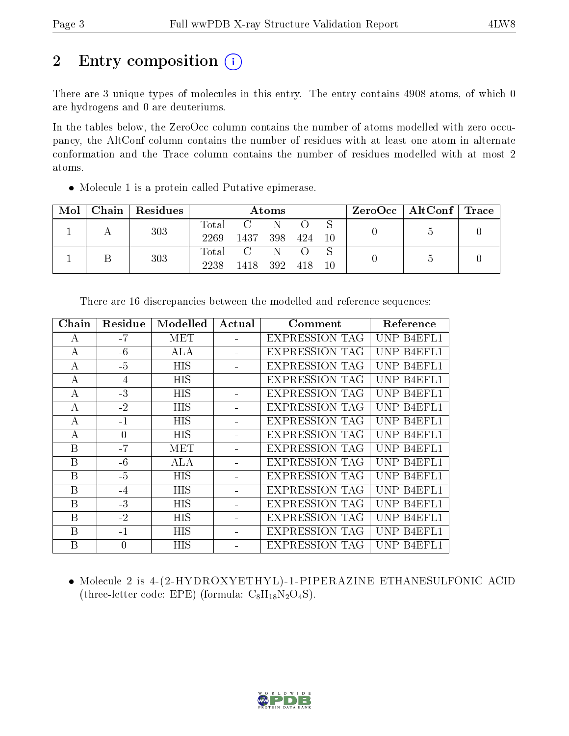# 2 Entry composition

There are 3 unique types of molecules in this entry. The entry contains 4908 atoms, of which 0 are hydrogens and 0 are deuteriums.

In the tables below, the ZeroOcc column contains the number of atoms modelled with zero occupancy, the AltConf column contains the number of residues with at least one atom in alternate conformation and the Trace column contains the number of residues modelled with at most 2 atoms.

- Molecule 1 is a protein called Putative epimerase.

| Mol | Chain | Residues | Atoms | | | | | ZeroOcc | AltConf | Trace |
|---|---|---|---|---|---|---|---|---|---|---|
| 1 | A | 303 | Total 2269 | C 1437 | N 398 | O 424 | S 10 | 0 | 5 | 0 |
| 1 | B | 303 | Total 2238 | C 1418 | N 392 | O 418 | S 10 | 0 | 5 | 0 |

There are 16 discrepancies between the modelled and reference sequences:

| Chain | Residue | Modelled | Actual | Comment | Reference |
|---|---|---|---|---|---|
| A | -7 | MET | - | EXPRESSION TAG | UNP B4EFL1 |
| A | -6 | ALA | - | EXPRESSION TAG | UNP B4EFL1 |
| A | -5 | HIS | - | EXPRESSION TAG | UNP B4EFL1 |
| A | -4 | HIS | - | EXPRESSION TAG | UNP B4EFL1 |
| A | -3 | HIS | - | EXPRESSION TAG | UNP B4EFL1 |
| A | -2 | HIS | - | EXPRESSION TAG | UNP B4EFL1 |
| A | -1 | HIS | - | EXPRESSION TAG | UNP B4EFL1 |
| A | 0 | HIS | - | EXPRESSION TAG | UNP B4EFL1 |
| B | -7 | MET | - | EXPRESSION TAG | UNP B4EFL1 |
| B | -6 | ALA | - | EXPRESSION TAG | UNP B4EFL1 |
| B | -5 | HIS | - | EXPRESSION TAG | UNP B4EFL1 |
| B | -4 | HIS | - | EXPRESSION TAG | UNP B4EFL1 |
| B | -3 | HIS | - | EXPRESSION TAG | UNP B4EFL1 |
| B | -2 | HIS | - | EXPRESSION TAG | UNP B4EFL1 |
| B | -1 | HIS | - | EXPRESSION TAG | UNP B4EFL1 |
| B | 0 | HIS | - | EXPRESSION TAG | UNP B4EFL1 |

- Molecule 2 is 4-(2-HYDROXYETHYL)-1-PIPERAZINE ETHANESULFONIC ACID (three-letter code: EPE) (formula: $C_8H_{18}N_2O_4S$).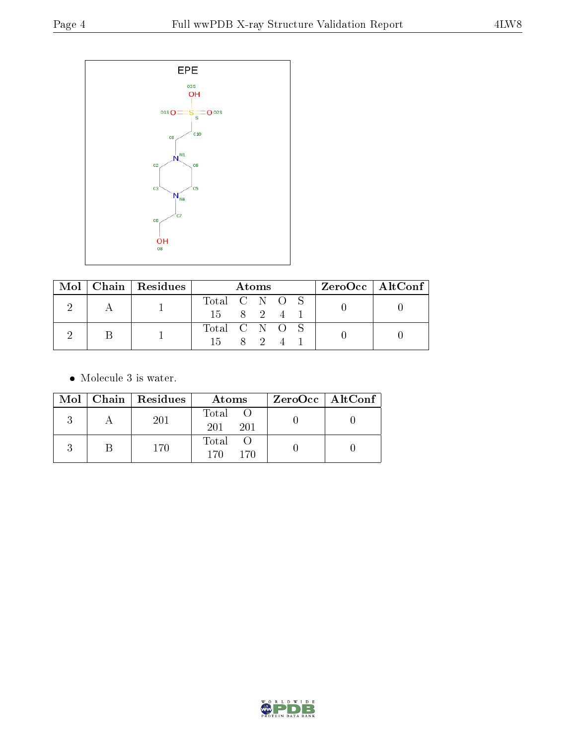| Mol | Chain | Residues | Atoms | | | | | ZeroOcc | AltConf |
|---|---|---|---|---|---|---|---|---|---|
| | | | Total | C | N | O | S | | |
| 2 | A | 1 | 15 | 8 | 2 | 4 | 1 | 0 | 0 |
| 2 | B | 1 | 15 | 8 | 2 | 4 | 1 | 0 | 0 |

- Molecule 3 is water.

| Mol | Chain | Residues | Atoms | | ZeroOcc | AltConf |
|---|---|---|---|---|---|---|
| | | | Total | O | | |
| 3 | A | 201 | 201 | 201 | 0 | 0 |
| 3 | B | 170 | 170 | 170 | 0 | 0 |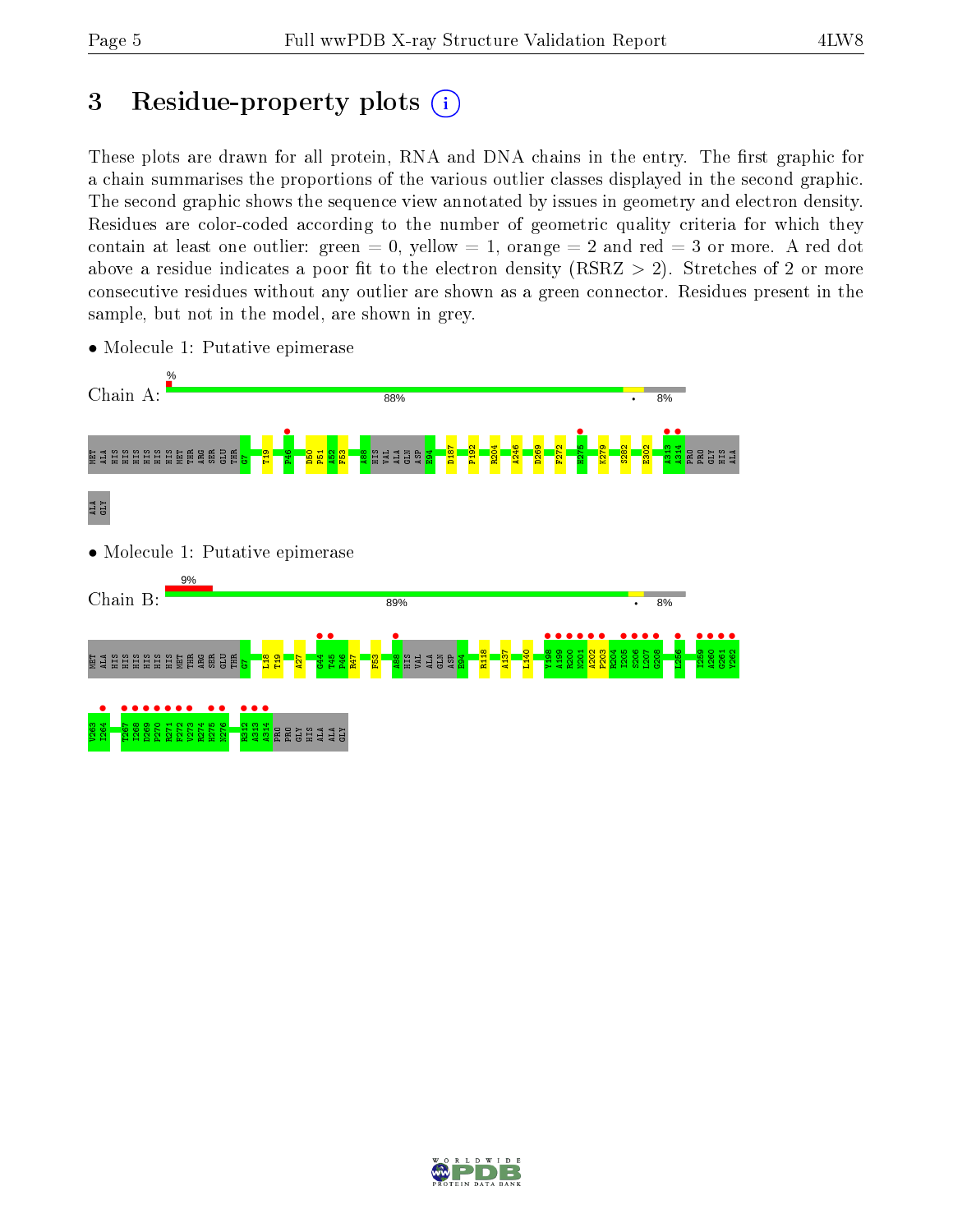# 3 Residue-property plots

These plots are drawn for all protein, RNA and DNA chains in the entry. The first graphic for a chain summarises the proportions of the various outlier classes displayed in the second graphic. The second graphic shows the sequence view annotated by issues in geometry and electron density. Residues are color-coded according to the number of geometric quality criteria for which they contain at least one outlier: green = 0, yellow = 1, orange = 2 and red = 3 or more. A red dot above a residue indicates a poor fit to the electron density (RSRZ > 2). Stretches of 2 or more consecutive residues without any outlier are shown as a green connector. Residues present in the sample, but not in the model, are shown in grey.

- Molecule 1: Putative epimerase

Chain A: % 88% • 8%

MET ALA HIS HIS HIS HIS HIS HIS MET THR ARG SER GLU THR G7 T19 P46 D50 P51 A52 F53 A88 HIS VAL ALA GLN ASP E94 D187 P192 R204 A246 D269 F272 H275 K279 S282 E302 A313 A314 PRO PRO GLY HIS ALA ALA GLY

- Molecule 1: Putative epimerase

Chain B: 9% 89% • 8%

MET ALA HIS HIS HIS HIS HIS HIS MET THR ARG SER GLU THR G7 L18 T19 A27 G44 T45 P46 R47 F53 A88 HIS VAL ALA GLN ASP E94 R118 A137 L140 Y198 A199 R200 N201 A202 P203 R204 I205 S206 L207 G208 L256 I259 A260 G261 V262 V263 I264 T267 I268 D269 P270 R271 F272 V273 R274 H275 N276 R312 A313 A314 PRO PRO GLY HIS ALA ALA GLY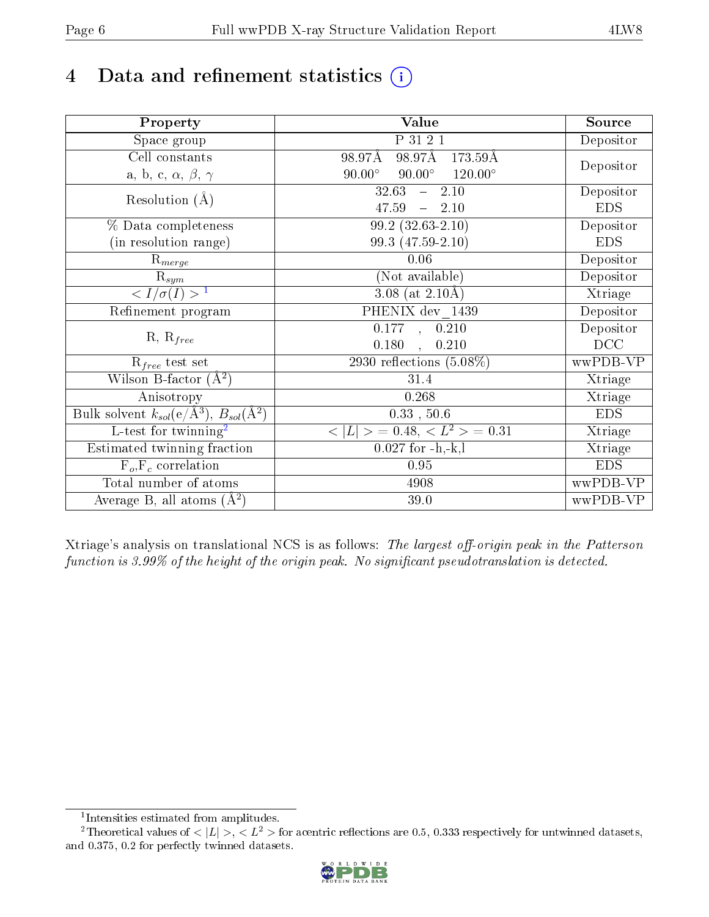# 4 Data and refinement statistics (i)

| Property | Value | Source |
|---|---|---|
| Space group | P 31 2 1 | Depositor |
| Cell constants<br>a, b, c, $\alpha$, $\beta$, $\gamma$ | 98.97Å 98.97Å 173.59Å<br>90.00° 90.00° 120.00° | Depositor |
| Resolution (Å) | 32.63 – 2.10<br>47.59 – 2.10 | Depositor<br>EDS |
| % Data completeness<br>(in resolution range) | 99.2 (32.63-2.10)<br>99.3 (47.59-2.10) | Depositor<br>EDS |
| $R_{merge}$ | 0.06 | Depositor |
| $R_{sym}$ | (Not available) | Depositor |
| $< I/\sigma(I) >$ [1] | 3.08 (at 2.10Å) | Xtriage |
| Refinement program | PHENIX dev_1439 | Depositor |
| R, $R_{free}$ | 0.177 , 0.210<br>0.180 , 0.210 | Depositor<br>DCC |
| $R_{free}$ test set | 2930 reflections (5.08%) | wwPDB-VP |
| Wilson B-factor (Å$^2$) | 31.4 | Xtriage |
| Anisotropy | 0.268 | Xtriage |
| Bulk solvent $k_{sol}$(e/Å$^3$), $B_{sol}$(Å$^2$) | 0.33 , 50.6 | EDS |
| L-test for twinning[2] | $< \|L\| >$ = 0.48, $< L^2 >$ = 0.31 | Xtriage |
| Estimated twinning fraction | 0.027 for -h,-k,l | Xtriage |
| $F_o$,$F_c$ correlation | 0.95 | EDS |
| Total number of atoms | 4908 | wwPDB-VP |
| Average B, all atoms (Å$^2$) | 39.0 | wwPDB-VP |

Xtriage's analysis on translational NCS is as follows: *The largest off-origin peak in the Patterson function is 3.99% of the height of the origin peak. No significant pseudotranslation is detected.*

[1] Intensities estimated from amplitudes.

[2] Theoretical values of $< |L| >$, $< L^2 >$ for acentric reflections are 0.5, 0.333 respectively for untwinned datasets, and 0.375, 0.2 for perfectly twinned datasets.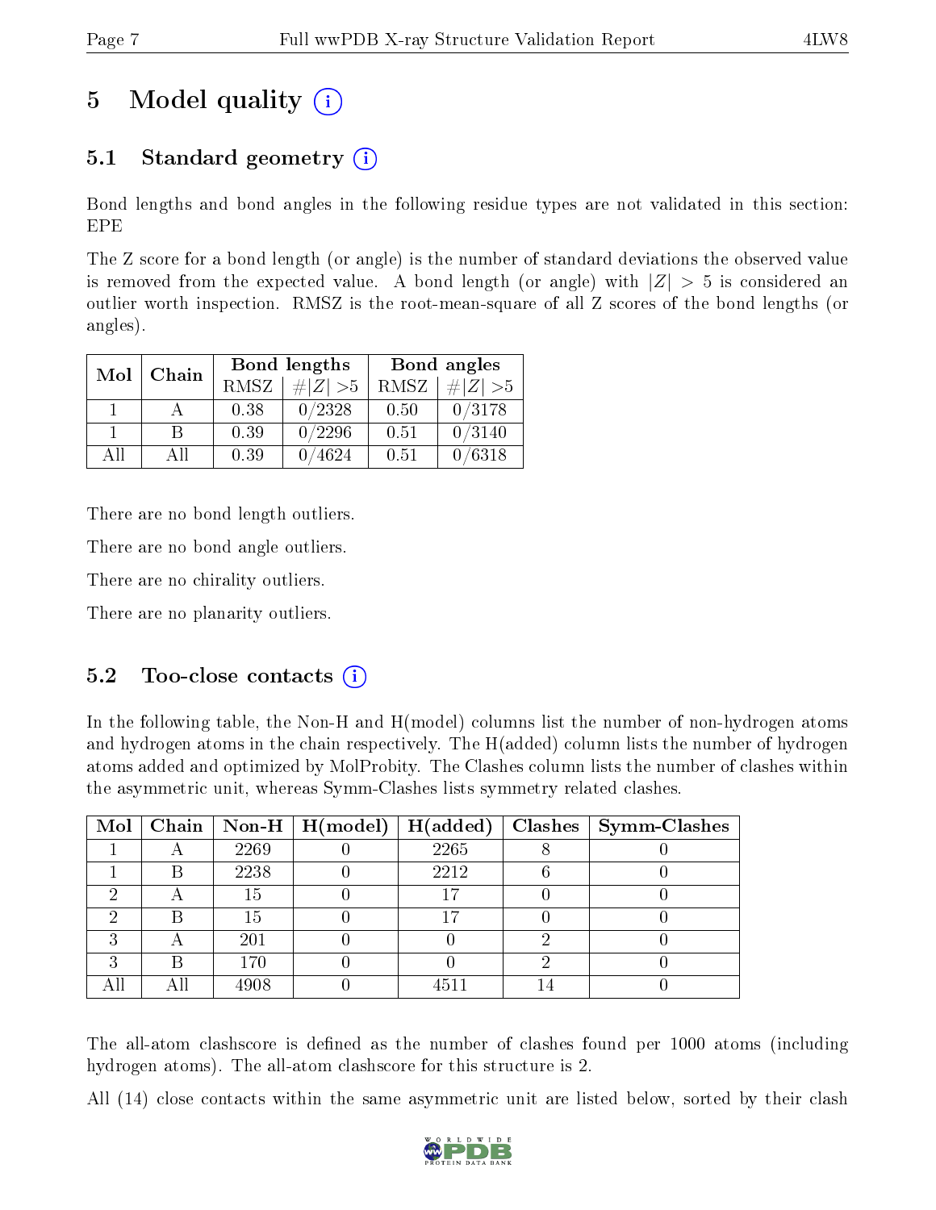# 5 Model quality

## 5.1 Standard geometry

Bond lengths and bond angles in the following residue types are not validated in this section: EPE

The Z score for a bond length (or angle) is the number of standard deviations the observed value is removed from the expected value. A bond length (or angle) with $|Z| > 5$ is considered an outlier worth inspection. RMSZ is the root-mean-square of all Z scores of the bond lengths (or angles).

| Mol | Chain | Bond lengths | | Bond angles | |
|---|---|---|---|---|---|
| | | RMSZ | $\#\|Z\| > 5$ | RMSZ | $\#\|Z\| > 5$ |
| 1 | A | 0.38 | 0/2328 | 0.50 | 0/3178 |
| 1 | B | 0.39 | 0/2296 | 0.51 | 0/3140 |
| All | All | 0.39 | 0/4624 | 0.51 | 0/6318 |

There are no bond length outliers.

There are no bond angle outliers.

There are no chirality outliers.

There are no planarity outliers.

## 5.2 Too-close contacts

In the following table, the Non-H and H(model) columns list the number of non-hydrogen atoms and hydrogen atoms in the chain respectively. The H(added) column lists the number of hydrogen atoms added and optimized by MolProbity. The Clashes column lists the number of clashes within the asymmetric unit, whereas Symm-Clashes lists symmetry related clashes.

| Mol | Chain | Non-H | H(model) | H(added) | Clashes | Symm-Clashes |
|---|---|---|---|---|---|---|
| 1 | A | 2269 | 0 | 2265 | 8 | 0 |
| 1 | B | 2238 | 0 | 2212 | 6 | 0 |
| 2 | A | 15 | 0 | 17 | 0 | 0 |
| 2 | B | 15 | 0 | 17 | 0 | 0 |
| 3 | A | 201 | 0 | 0 | 2 | 0 |
| 3 | B | 170 | 0 | 0 | 2 | 0 |
| All | All | 4908 | 0 | 4511 | 14 | 0 |

The all-atom clashscore is defined as the number of clashes found per 1000 atoms (including hydrogen atoms). The all-atom clashscore for this structure is 2.

All (14) close contacts within the same asymmetric unit are listed below, sorted by their clash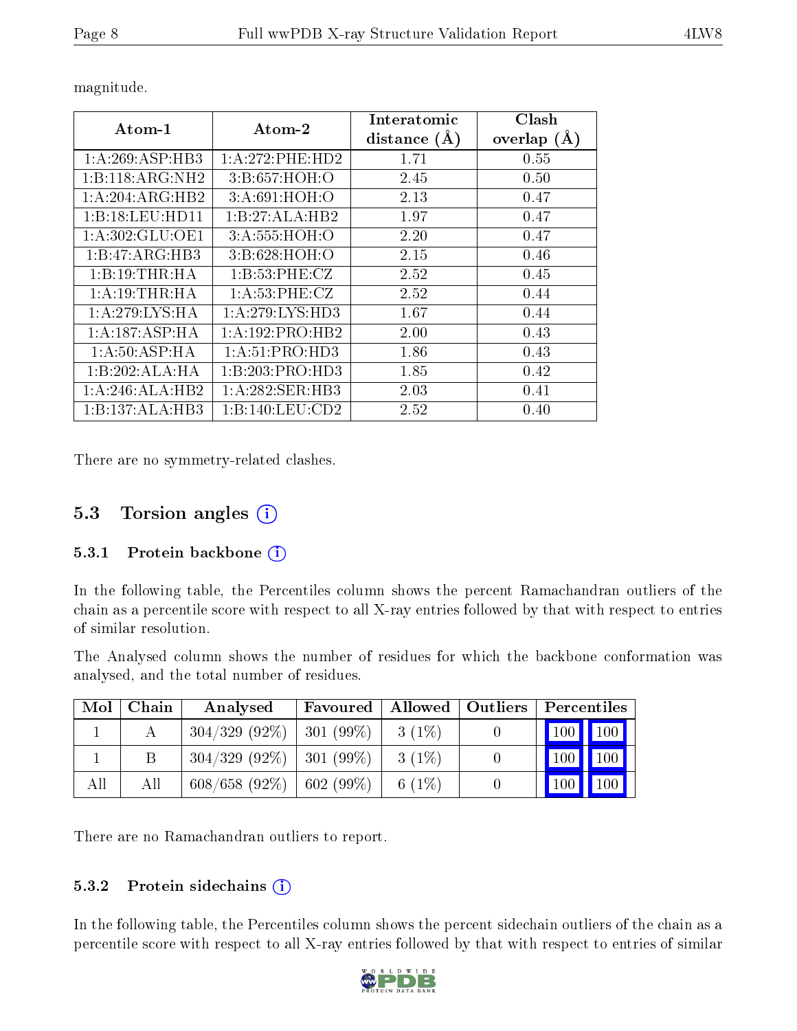magnitude.

| Atom-1 | Atom-2 | Interatomic distance (Å) | Clash overlap (Å) |
|---|---|---|---|
| 1:A:269:ASP:HB3 | 1:A:272:PHE:HD2 | 1.71 | 0.55 |
| 1:B:118:ARG:NH2 | 3:B:657:HOH:O | 2.45 | 0.50 |
| 1:A:204:ARG:HB2 | 3:A:691:HOH:O | 2.13 | 0.47 |
| 1:B:18:LEU:HD11 | 1:B:27:ALA:HB2 | 1.97 | 0.47 |
| 1:A:302:GLU:OE1 | 3:A:555:HOH:O | 2.20 | 0.47 |
| 1:B:47:ARG:HB3 | 3:B:628:HOH:O | 2.15 | 0.46 |
| 1:B:19:THR:HA | 1:B:53:PHE:CZ | 2.52 | 0.45 |
| 1:A:19:THR:HA | 1:A:53:PHE:CZ | 2.52 | 0.44 |
| 1:A:279:LYS:HA | 1:A:279:LYS:HD3 | 1.67 | 0.44 |
| 1:A:187:ASP:HA | 1:A:192:PRO:HB2 | 2.00 | 0.43 |
| 1:A:50:ASP:HA | 1:A:51:PRO:HD3 | 1.86 | 0.43 |
| 1:B:202:ALA:HA | 1:B:203:PRO:HD3 | 1.85 | 0.42 |
| 1:A:246:ALA:HB2 | 1:A:282:SER:HB3 | 2.03 | 0.41 |
| 1:B:137:ALA:HB3 | 1:B:140:LEU:CD2 | 2.52 | 0.40 |

There are no symmetry-related clashes.

## 5.3 Torsion angles

### 5.3.1 Protein backbone

In the following table, the Percentiles column shows the percent Ramachandran outliers of the chain as a percentile score with respect to all X-ray entries followed by that with respect to entries of similar resolution.

The Analysed column shows the number of residues for which the backbone conformation was analysed, and the total number of residues.

| Mol | Chain | Analysed | Favoured | Allowed | Outliers | Percentiles | |
|---|---|---|---|---|---|---|---|
| 1 | A | 304/329 (92%) | 301 (99%) | 3 (1%) | 0 | 100 | 100 |
| 1 | B | 304/329 (92%) | 301 (99%) | 3 (1%) | 0 | 100 | 100 |
| All | All | 608/658 (92%) | 602 (99%) | 6 (1%) | 0 | 100 | 100 |

There are no Ramachandran outliers to report.

### 5.3.2 Protein sidechains

In the following table, the Percentiles column shows the percent sidechain outliers of the chain as a percentile score with respect to all X-ray entries followed by that with respect to entries of similar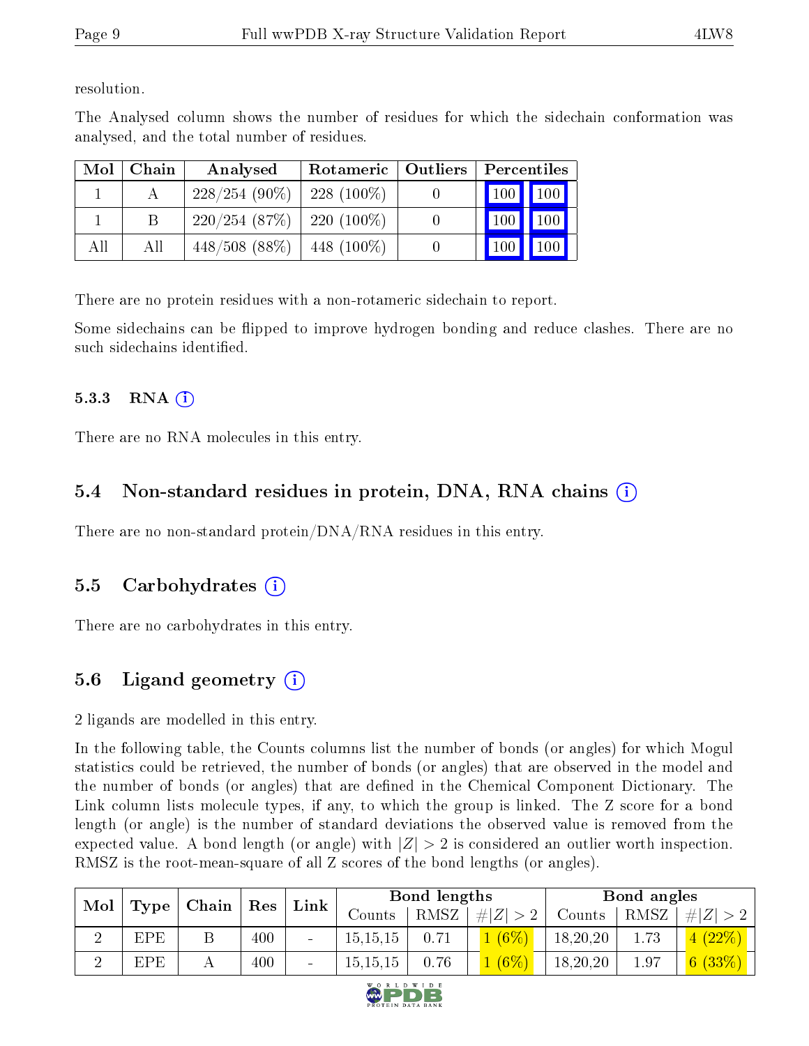resolution.

The Analysed column shows the number of residues for which the sidechain conformation was analysed, and the total number of residues.

| Mol | Chain | Analysed | Rotameric | Outliers | Percentiles | |
|---|---|---|---|---|---|---|
| 1 | A | 228/254 (90%) | 228 (100%) | 0 | 100 | 100 |
| 1 | B | 220/254 (87%) | 220 (100%) | 0 | 100 | 100 |
| All | All | 448/508 (88%) | 448 (100%) | 0 | 100 | 100 |

There are no protein residues with a non-rotameric sidechain to report.

Some sidechains can be flipped to improve hydrogen bonding and reduce clashes. There are no such sidechains identified.

#### 5.3.3 RNA

There are no RNA molecules in this entry.

### 5.4 Non-standard residues in protein, DNA, RNA chains

There are no non-standard protein/DNA/RNA residues in this entry.

### 5.5 Carbohydrates

There are no carbohydrates in this entry.

### 5.6 Ligand geometry

2 ligands are modelled in this entry.

In the following table, the Counts columns list the number of bonds (or angles) for which Mogul statistics could be retrieved, the number of bonds (or angles) that are observed in the model and the number of bonds (or angles) that are defined in the Chemical Component Dictionary. The Link column lists molecule types, if any, to which the group is linked. The Z score for a bond length (or angle) is the number of standard deviations the observed value is removed from the expected value. A bond length (or angle) with $|Z| > 2$ is considered an outlier worth inspection. RMSZ is the root-mean-square of all Z scores of the bond lengths (or angles).

| Mol | Type | Chain | Res | Link | Bond lengths | | | Bond angles | | |
|---|---|---|---|---|---|---|---|---|---|---|
| | | | | | Counts | RMSZ | $\#\|Z\| > 2$ | Counts | RMSZ | $\#\|Z\| > 2$ |
| 2 | EPE | B | 400 | - | 15,15,15 | 0.71 | 1 (6%) | 18,20,20 | 1.73 | 4 (22%) |
| 2 | EPE | A | 400 | - | 15,15,15 | 0.76 | 1 (6%) | 18,20,20 | 1.97 | 6 (33%) |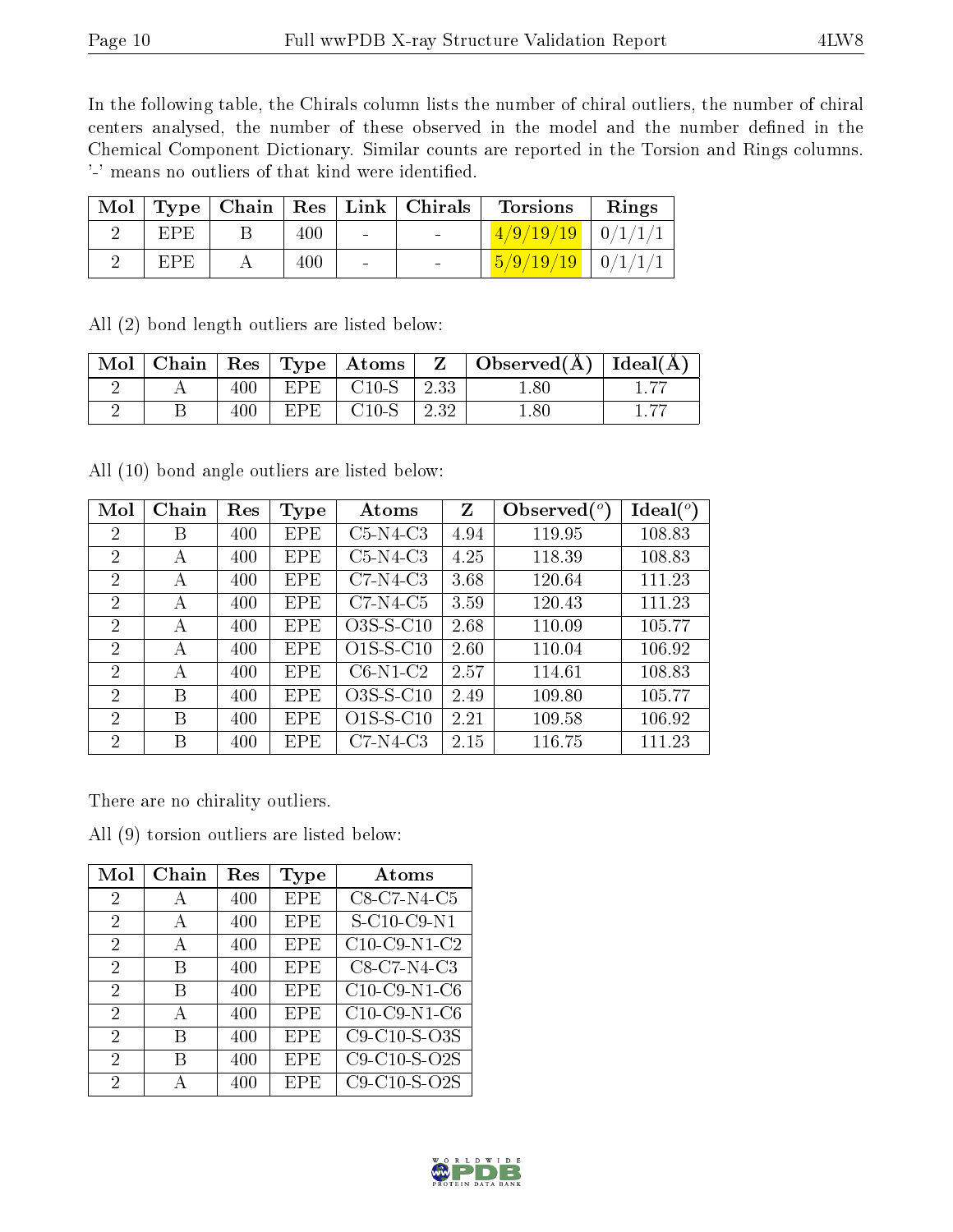In the following table, the Chirals column lists the number of chiral outliers, the number of chiral centers analysed, the number of these observed in the model and the number defined in the Chemical Component Dictionary. Similar counts are reported in the Torsion and Rings columns. '-' means no outliers of that kind were identified.

| Mol | Type | Chain | Res | Link | Chirals | Torsions | Rings |
|---|---|---|---|---|---|---|---|
| 2 | EPE | B | 400 | - | - | 4/9/19/19 | 0/1/1/1 |
| 2 | EPE | A | 400 | - | - | 5/9/19/19 | 0/1/1/1 |

All (2) bond length outliers are listed below:

| Mol | Chain | Res | Type | Atoms | Z | Observed(Å) | Ideal(Å) |
|---|---|---|---|---|---|---|---|
| 2 | A | 400 | EPE | C10-S | 2.33 | 1.80 | 1.77 |
| 2 | B | 400 | EPE | C10-S | 2.32 | 1.80 | 1.77 |

All (10) bond angle outliers are listed below:

| Mol | Chain | Res | Type | Atoms | Z | Observed(°) | Ideal(°) |
|---|---|---|---|---|---|---|---|
| 2 | B | 400 | EPE | C5-N4-C3 | 4.94 | 119.95 | 108.83 |
| 2 | A | 400 | EPE | C5-N4-C3 | 4.25 | 118.39 | 108.83 |
| 2 | A | 400 | EPE | C7-N4-C3 | 3.68 | 120.64 | 111.23 |
| 2 | A | 400 | EPE | C7-N4-C5 | 3.59 | 120.43 | 111.23 |
| 2 | A | 400 | EPE | O3S-S-C10 | 2.68 | 110.09 | 105.77 |
| 2 | A | 400 | EPE | O1S-S-C10 | 2.60 | 110.04 | 106.92 |
| 2 | A | 400 | EPE | C6-N1-C2 | 2.57 | 114.61 | 108.83 |
| 2 | B | 400 | EPE | O3S-S-C10 | 2.49 | 109.80 | 105.77 |
| 2 | B | 400 | EPE | O1S-S-C10 | 2.21 | 109.58 | 106.92 |
| 2 | B | 400 | EPE | C7-N4-C3 | 2.15 | 116.75 | 111.23 |

There are no chirality outliers.

All (9) torsion outliers are listed below:

| Mol | Chain | Res | Type | Atoms |
|---|---|---|---|---|
| 2 | A | 400 | EPE | C8-C7-N4-C5 |
| 2 | A | 400 | EPE | S-C10-C9-N1 |
| 2 | A | 400 | EPE | C10-C9-N1-C2 |
| 2 | B | 400 | EPE | C8-C7-N4-C3 |
| 2 | B | 400 | EPE | C10-C9-N1-C6 |
| 2 | A | 400 | EPE | C10-C9-N1-C6 |
| 2 | B | 400 | EPE | C9-C10-S-O3S |
| 2 | B | 400 | EPE | C9-C10-S-O2S |
| 2 | A | 400 | EPE | C9-C10-S-O2S |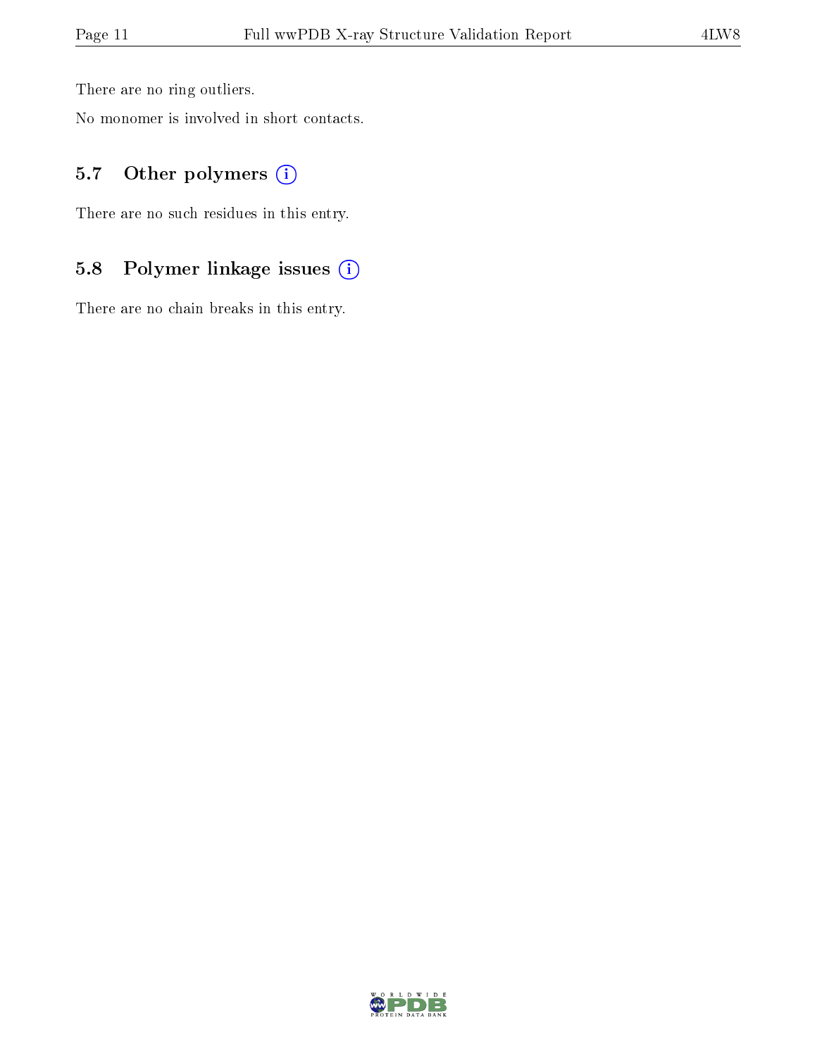There are no ring outliers.

No monomer is involved in short contacts.

### 5.7 Other polymers

There are no such residues in this entry.

### 5.8 Polymer linkage issues

There are no chain breaks in this entry.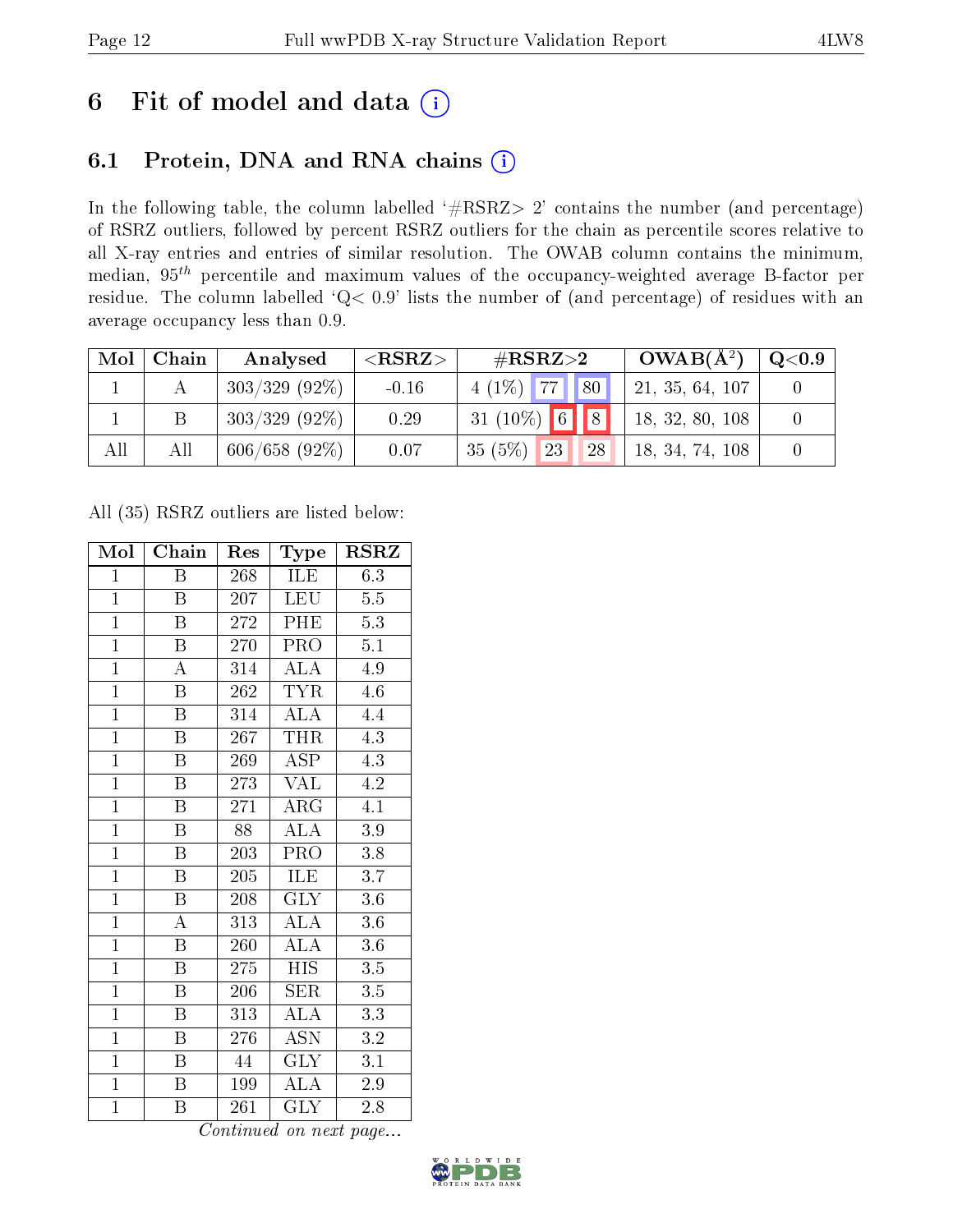## 6 Fit of model and data

### 6.1 Protein, DNA and RNA chains

In the following table, the column labelled '#RSRZ> 2' contains the number (and percentage) of RSRZ outliers, followed by percent RSRZ outliers for the chain as percentile scores relative to all X-ray entries and entries of similar resolution. The OWAB column contains the minimum, median, $95^{th}$ percentile and maximum values of the occupancy-weighted average B-factor per residue. The column labelled 'Q< 0.9' lists the number of (and percentage) of residues with an average occupancy less than 0.9.

| Mol | Chain | Analysed | <RSRZ> | #RSRZ>2 | | | OWAB(Å$^2$) | Q<0.9 |
|---|---|---|---|---|---|---|---|---|
| 1 | A | 303/329 (92%) | -0.16 | 4 (1%) | 77 | 80 | 21, 35, 64, 107 | 0 |
| 1 | B | 303/329 (92%) | 0.29 | 31 (10%) | 6 | 8 | 18, 32, 80, 108 | 0 |
| All | All | 606/658 (92%) | 0.07 | 35 (5%) | 23 | 28 | 18, 34, 74, 108 | 0 |

All (35) RSRZ outliers are listed below:

| Mol | Chain | Res | Type | RSRZ |
|---|---|---|---|---|
| 1 | B | 268 | ILE | 6.3 |
| 1 | B | 207 | LEU | 5.5 |
| 1 | B | 272 | PHE | 5.3 |
| 1 | B | 270 | PRO | 5.1 |
| 1 | A | 314 | ALA | 4.9 |
| 1 | B | 262 | TYR | 4.6 |
| 1 | B | 314 | ALA | 4.4 |
| 1 | B | 267 | THR | 4.3 |
| 1 | B | 269 | ASP | 4.3 |
| 1 | B | 273 | VAL | 4.2 |
| 1 | B | 271 | ARG | 4.1 |
| 1 | B | 88 | ALA | 3.9 |
| 1 | B | 203 | PRO | 3.8 |
| 1 | B | 205 | ILE | 3.7 |
| 1 | B | 208 | GLY | 3.6 |
| 1 | A | 313 | ALA | 3.6 |
| 1 | B | 260 | ALA | 3.6 |
| 1 | B | 275 | HIS | 3.5 |
| 1 | B | 206 | SER | 3.5 |
| 1 | B | 313 | ALA | 3.3 |
| 1 | B | 276 | ASN | 3.2 |
| 1 | B | 44 | GLY | 3.1 |
| 1 | B | 199 | ALA | 2.9 |
| 1 | B | 261 | GLY | 2.8 |

*Continued on next page...*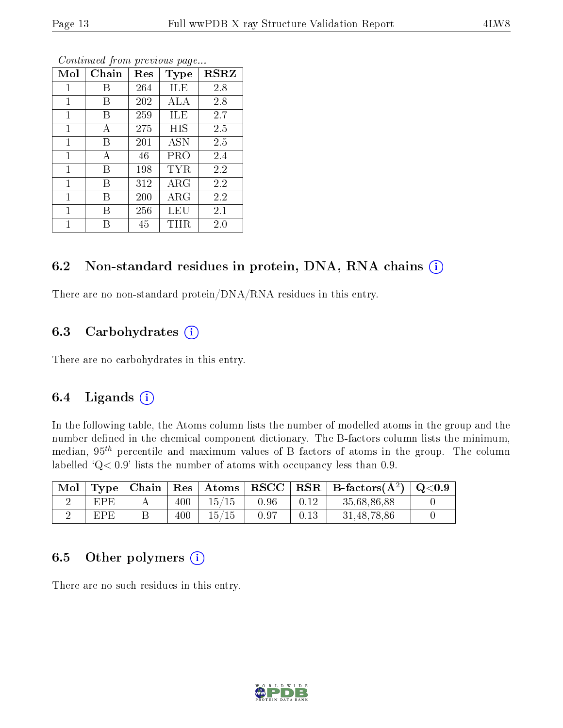*Continued from previous page...*

| Mol | Chain | Res | Type | RSRZ |
|---|---|---|---|---|
| 1 | B | 264 | ILE | 2.8 |
| 1 | B | 202 | ALA | 2.8 |
| 1 | B | 259 | ILE | 2.7 |
| 1 | A | 275 | HIS | 2.5 |
| 1 | B | 201 | ASN | 2.5 |
| 1 | A | 46 | PRO | 2.4 |
| 1 | B | 198 | TYR | 2.2 |
| 1 | B | 312 | ARG | 2.2 |
| 1 | B | 200 | ARG | 2.2 |
| 1 | B | 256 | LEU | 2.1 |
| 1 | B | 45 | THR | 2.0 |

## 6.2 Non-standard residues in protein, DNA, RNA chains

There are no non-standard protein/DNA/RNA residues in this entry.

## 6.3 Carbohydrates

There are no carbohydrates in this entry.

## 6.4 Ligands

In the following table, the Atoms column lists the number of modelled atoms in the group and the number defined in the chemical component dictionary. The B-factors column lists the minimum, median, $95^{th}$ percentile and maximum values of B factors of atoms in the group. The column labelled 'Q< 0.9' lists the number of atoms with occupancy less than 0.9.

| Mol | Type | Chain | Res | Atoms | RSCC | RSR | B-factors(Å$^2$) | Q<0.9 |
|---|---|---|---|---|---|---|---|---|
| 2 | EPE | A | 400 | 15/15 | 0.96 | 0.12 | 35,68,86,88 | 0 |
| 2 | EPE | B | 400 | 15/15 | 0.97 | 0.13 | 31,48,78,86 | 0 |

## 6.5 Other polymers

There are no such residues in this entry.